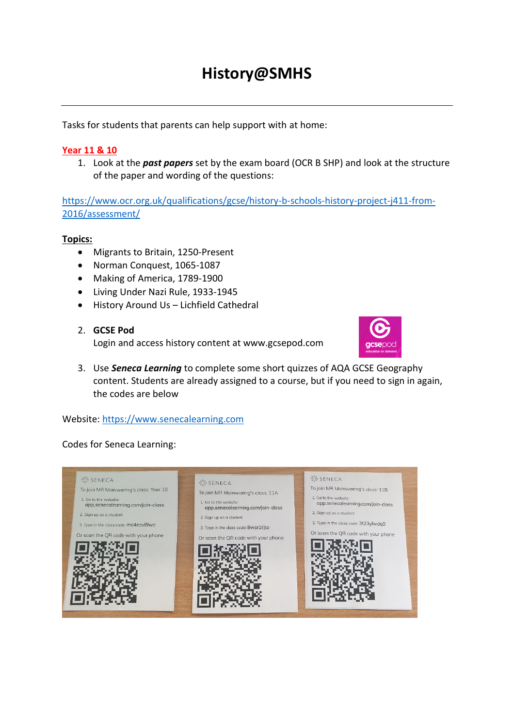# History@SMHS

---

Tasks for students that parents can help support with at home:

**Year 11 & 10**

1. Look at the ***past papers*** set by the exam board (OCR B SHP) and look at the structure of the paper and wording of the questions:

https://www.ocr.org.uk/qualifications/gcse/history-b-schools-history-project-j411-from-2016/assessment/

**Topics:**

- Migrants to Britain, 1250-Present
- Norman Conquest, 1065-1087
- Making of America, 1789-1900
- Living Under Nazi Rule, 1933-1945
- History Around Us – Lichfield Cathedral

2. **GCSE Pod**
   Login and access history content at www.gcsepod.com

3. Use ***Seneca Learning*** to complete some short quizzes of AQA GCSE Geography content. Students are already assigned to a course, but if you need to sign in again, the codes are below

Website: https://www.senecalearning.com

Codes for Seneca Learning:

SENECA
To join MR Mainwaring's class: Year 10
1. Go to the website: app.senecalearning.com/join-class
2. Sign up as a student
3. Type in the class code: mc4ecvi9wc
Or scan the QR code with your phone

SENECA
To join MR Mainwaring's class: 11A
1. Go to the website: app.senecalearning.com/join-class
2. Sign up as a student
3. Type in the class code: 8wsr1iljto
Or scan the QR code with your phone

SENECA
To join MR Mainwaring's class: 11B
1. Go to the website: app.senecalearning.com/join-class
2. Sign up as a student
3. Type in the class code: 3t23ylwdq0
Or scan the QR code with your phone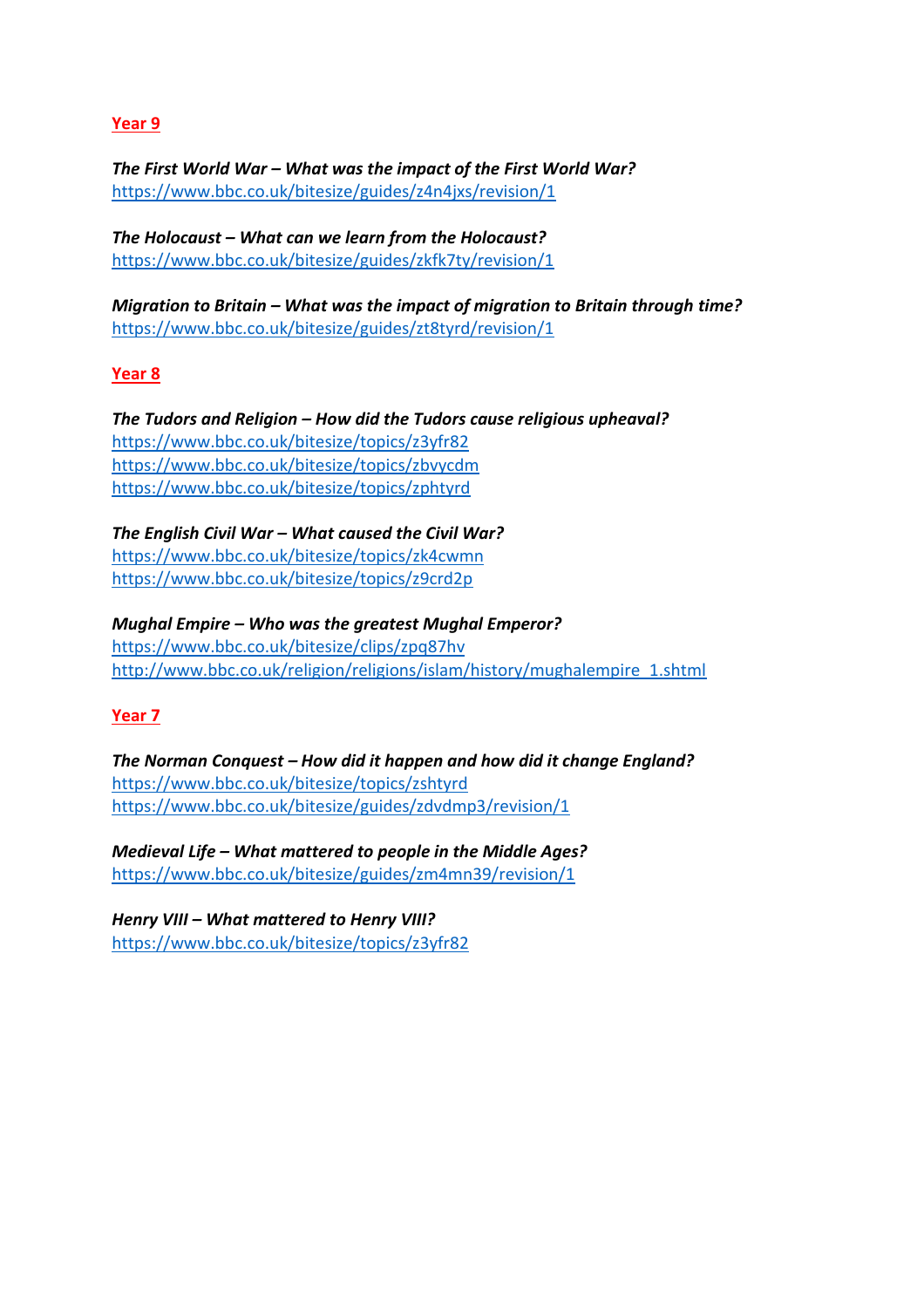**Year 9**

***The First World War – What was the impact of the First World War?***
https://www.bbc.co.uk/bitesize/guides/z4n4jxs/revision/1

***The Holocaust – What can we learn from the Holocaust?***
https://www.bbc.co.uk/bitesize/guides/zkfk7ty/revision/1

***Migration to Britain – What was the impact of migration to Britain through time?***
https://www.bbc.co.uk/bitesize/guides/zt8tyrd/revision/1

**Year 8**

***The Tudors and Religion – How did the Tudors cause religious upheaval?***
https://www.bbc.co.uk/bitesize/topics/z3yfr82
https://www.bbc.co.uk/bitesize/topics/zbvycdm
https://www.bbc.co.uk/bitesize/topics/zphtyrd

***The English Civil War – What caused the Civil War?***
https://www.bbc.co.uk/bitesize/topics/zk4cwmn
https://www.bbc.co.uk/bitesize/topics/z9crd2p

***Mughal Empire – Who was the greatest Mughal Emperor?***
https://www.bbc.co.uk/bitesize/clips/zpq87hv
http://www.bbc.co.uk/religion/religions/islam/history/mughalempire_1.shtml

**Year 7**

***The Norman Conquest – How did it happen and how did it change England?***
https://www.bbc.co.uk/bitesize/topics/zshtyrd
https://www.bbc.co.uk/bitesize/guides/zdvdmp3/revision/1

***Medieval Life – What mattered to people in the Middle Ages?***
https://www.bbc.co.uk/bitesize/guides/zm4mn39/revision/1

***Henry VIII – What mattered to Henry VIII?***
https://www.bbc.co.uk/bitesize/topics/z3yfr82